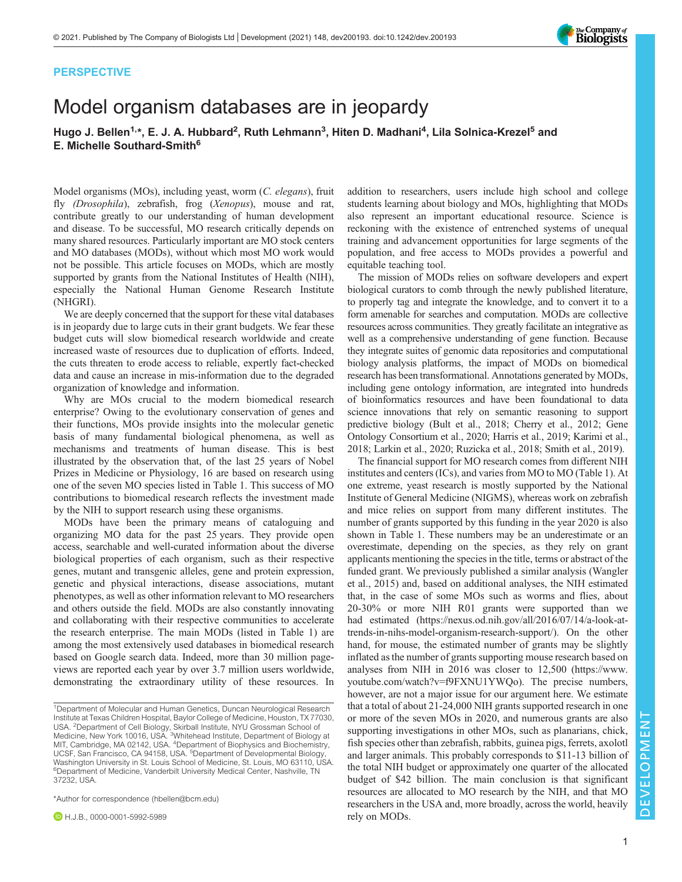PERSPECTIVE

# Model organism databases are in jeopardy

**Hugo J. Bellen[1,*], E. J. A. Hubbard[2], Ruth Lehmann[3], Hiten D. Madhani[4], Lila Solnica-Krezel[5] and E. Michelle Southard-Smith[6]**

Model organisms (MOs), including yeast, worm (*C. elegans*), fruit fly *(Drosophila)*, zebrafish, frog (*Xenopus*), mouse and rat, contribute greatly to our understanding of human development and disease. To be successful, MO research critically depends on many shared resources. Particularly important are MO stock centers and MO databases (MODs), without which most MO work would not be possible. This article focuses on MODs, which are mostly supported by grants from the National Institutes of Health (NIH), especially the National Human Genome Research Institute (NHGRI).

We are deeply concerned that the support for these vital databases is in jeopardy due to large cuts in their grant budgets. We fear these budget cuts will slow biomedical research worldwide and create increased waste of resources due to duplication of efforts. Indeed, the cuts threaten to erode access to reliable, expertly fact-checked data and cause an increase in mis-information due to the degraded organization of knowledge and information.

Why are MOs crucial to the modern biomedical research enterprise? Owing to the evolutionary conservation of genes and their functions, MOs provide insights into the molecular genetic basis of many fundamental biological phenomena, as well as mechanisms and treatments of human disease. This is best illustrated by the observation that, of the last 25 years of Nobel Prizes in Medicine or Physiology, 16 are based on research using one of the seven MO species listed in Table 1. This success of MO contributions to biomedical research reflects the investment made by the NIH to support research using these organisms.

MODs have been the primary means of cataloguing and organizing MO data for the past 25 years. They provide open access, searchable and well-curated information about the diverse biological properties of each organism, such as their respective genes, mutant and transgenic alleles, gene and protein expression, genetic and physical interactions, disease associations, mutant phenotypes, as well as other information relevant to MO researchers and others outside the field. MODs are also constantly innovating and collaborating with their respective communities to accelerate the research enterprise. The main MODs (listed in Table 1) are among the most extensively used databases in biomedical research based on Google search data. Indeed, more than 30 million page-views are reported each year by over 3.7 million users worldwide, demonstrating the extraordinary utility of these resources. In addition to researchers, users include high school and college students learning about biology and MOs, highlighting that MODs also represent an important educational resource. Science is reckoning with the existence of entrenched systems of unequal training and advancement opportunities for large segments of the population, and free access to MODs provides a powerful and equitable teaching tool.

The mission of MODs relies on software developers and expert biological curators to comb through the newly published literature, to properly tag and integrate the knowledge, and to convert it to a form amenable for searches and computation. MODs are collective resources across communities. They greatly facilitate an integrative as well as a comprehensive understanding of gene function. Because they integrate suites of genomic data repositories and computational biology analysis platforms, the impact of MODs on biomedical research has been transformational. Annotations generated by MODs, including gene ontology information, are integrated into hundreds of bioinformatics resources and have been foundational to data science innovations that rely on semantic reasoning to support predictive biology (Bult et al., 2018; Cherry et al., 2012; Gene Ontology Consortium et al., 2020; Harris et al., 2019; Karimi et al., 2018; Larkin et al., 2020; Ruzicka et al., 2018; Smith et al., 2019).

The financial support for MO research comes from different NIH institutes and centers (ICs), and varies from MO to MO (Table 1). At one extreme, yeast research is mostly supported by the National Institute of General Medicine (NIGMS), whereas work on zebrafish and mice relies on support from many different institutes. The number of grants supported by this funding in the year 2020 is also shown in Table 1. These numbers may be an underestimate or an overestimate, depending on the species, as they rely on grant applicants mentioning the species in the title, terms or abstract of the funded grant. We previously published a similar analysis (Wangler et al., 2015) and, based on additional analyses, the NIH estimated that, in the case of some MOs such as worms and flies, about 20-30% or more NIH R01 grants were supported than we had estimated (https://nexus.od.nih.gov/all/2016/07/14/a-look-at-trends-in-nihs-model-organism-research-support/). On the other hand, for mouse, the estimated number of grants may be slightly inflated as the number of grants supporting mouse research based on analyses from NIH in 2016 was closer to 12,500 (https://www.youtube.com/watch?v=f9FXNU1YWQo). The precise numbers, however, are not a major issue for our argument here. We estimate that a total of about 21-24,000 NIH grants supported research in one or more of the seven MOs in 2020, and numerous grants are also supporting investigations in other MOs, such as planarians, chick, fish species other than zebrafish, rabbits, guinea pigs, ferrets, axolotl and larger animals. This probably corresponds to \$11-13 billion of the total NIH budget or approximately one quarter of the allocated budget of \$42 billion. The main conclusion is that significant resources are allocated to MO research by the NIH, and that MO researchers in the USA and, more broadly, across the world, heavily rely on MODs.

[1]Department of Molecular and Human Genetics, Duncan Neurological Research Institute at Texas Children Hospital, Baylor College of Medicine, Houston, TX 77030, USA. [2]Department of Cell Biology, Skirball Institute, NYU Grossman School of Medicine, New York 10016, USA. [3]Whitehead Institute, Department of Biology at MIT, Cambridge, MA 02142, USA. [4]Department of Biophysics and Biochemistry, UCSF, San Francisco, CA 94158, USA. [5]Department of Developmental Biology, Washington University in St. Louis School of Medicine, St. Louis, MO 63110, USA. [6]Department of Medicine, Vanderbilt University Medical Center, Nashville, TN 37232, USA.

*Author for correspondence (hbellen@bcm.edu)

H.J.B., 0000-0001-5992-5989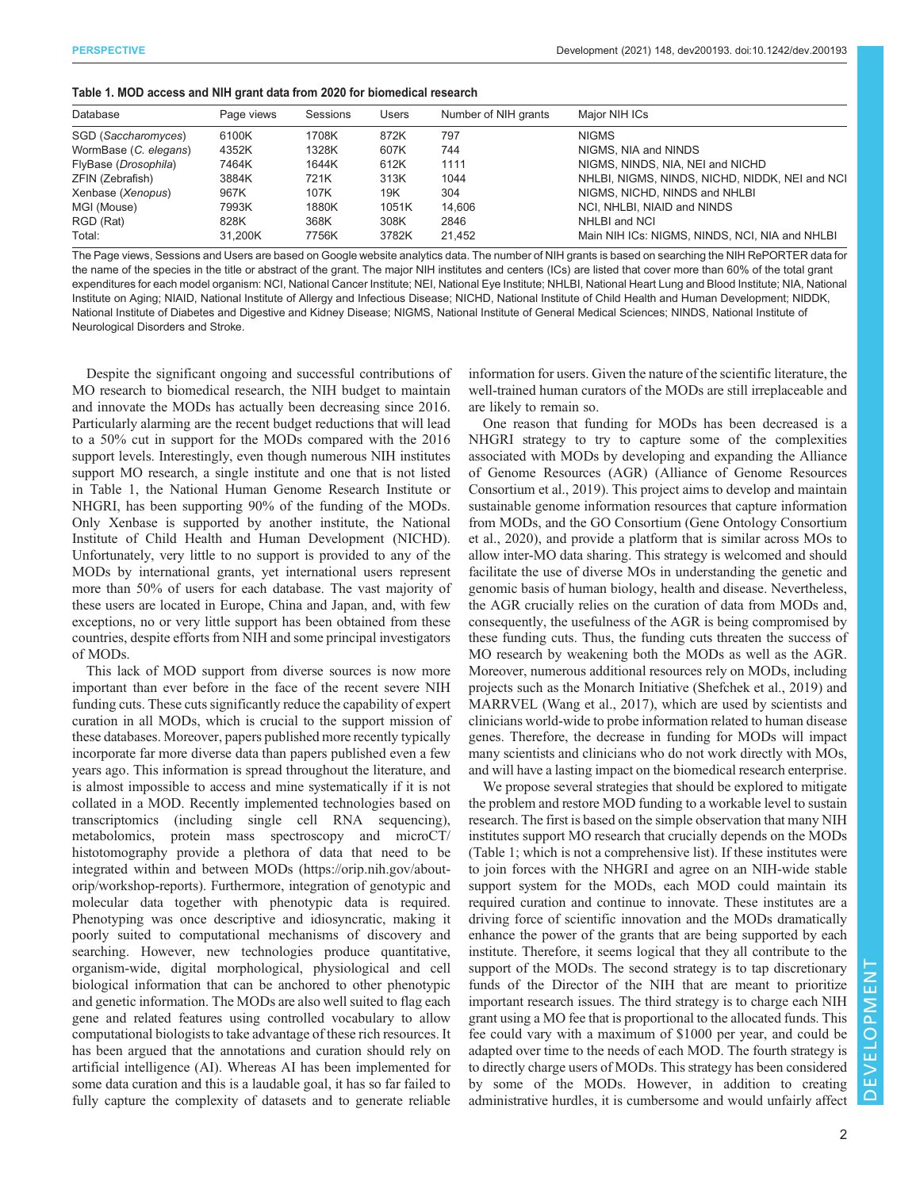**Table 1. MOD access and NIH grant data from 2020 for biomedical research**

| Database | Page views | Sessions | Users | Number of NIH grants | Major NIH ICs |
|---|---|---|---|---|---|
| SGD (*Saccharomyces*) | 6100K | 1708K | 872K | 797 | NIGMS |
| WormBase (*C. elegans*) | 4352K | 1328K | 607K | 744 | NIGMS, NIA and NINDS |
| FlyBase (*Drosophila*) | 7464K | 1644K | 612K | 1111 | NIGMS, NINDS, NIA, NEI and NICHD |
| ZFIN (Zebrafish) | 3884K | 721K | 313K | 1044 | NHLBI, NIGMS, NINDS, NICHD, NIDDK, NEI and NCI |
| Xenbase (*Xenopus*) | 967K | 107K | 19K | 304 | NIGMS, NICHD, NINDS and NHLBI |
| MGI (Mouse) | 7993K | 1880K | 1051K | 14,606 | NCI, NHLBI, NIAID and NINDS |
| RGD (Rat) | 828K | 368K | 308K | 2846 | NHLBI and NCI |
| Total: | 31,200K | 7756K | 3782K | 21,452 | Main NIH ICs: NIGMS, NINDS, NCI, NIA and NHLBI |

The Page views, Sessions and Users are based on Google website analytics data. The number of NIH grants is based on searching the NIH RePORTER data for the name of the species in the title or abstract of the grant. The major NIH institutes and centers (ICs) are listed that cover more than 60% of the total grant expenditures for each model organism: NCI, National Cancer Institute; NEI, National Eye Institute; NHLBI, National Heart Lung and Blood Institute; NIA, National Institute on Aging; NIAID, National Institute of Allergy and Infectious Disease; NICHD, National Institute of Child Health and Human Development; NIDDK, National Institute of Diabetes and Digestive and Kidney Disease; NIGMS, National Institute of General Medical Sciences; NINDS, National Institute of Neurological Disorders and Stroke.

Despite the significant ongoing and successful contributions of MO research to biomedical research, the NIH budget to maintain and innovate the MODs has actually been decreasing since 2016. Particularly alarming are the recent budget reductions that will lead to a 50% cut in support for the MODs compared with the 2016 support levels. Interestingly, even though numerous NIH institutes support MO research, a single institute and one that is not listed in Table 1, the National Human Genome Research Institute or NHGRI, has been supporting 90% of the funding of the MODs. Only Xenbase is supported by another institute, the National Institute of Child Health and Human Development (NICHD). Unfortunately, very little to no support is provided to any of the MODs by international grants, yet international users represent more than 50% of users for each database. The vast majority of these users are located in Europe, China and Japan, and, with few exceptions, no or very little support has been obtained from these countries, despite efforts from NIH and some principal investigators of MODs.

This lack of MOD support from diverse sources is now more important than ever before in the face of the recent severe NIH funding cuts. These cuts significantly reduce the capability of expert curation in all MODs, which is crucial to the support mission of these databases. Moreover, papers published more recently typically incorporate far more diverse data than papers published even a few years ago. This information is spread throughout the literature, and is almost impossible to access and mine systematically if it is not collated in a MOD. Recently implemented technologies based on transcriptomics (including single cell RNA sequencing), metabolomics, protein mass spectroscopy and microCT/histotomography provide a plethora of data that need to be integrated within and between MODs (https://orip.nih.gov/about-orip/workshop-reports). Furthermore, integration of genotypic and molecular data together with phenotypic data is required. Phenotyping was once descriptive and idiosyncratic, making it poorly suited to computational mechanisms of discovery and searching. However, new technologies produce quantitative, organism-wide, digital morphological, physiological and cell biological information that can be anchored to other phenotypic and genetic information. The MODs are also well suited to flag each gene and related features using controlled vocabulary to allow computational biologists to take advantage of these rich resources. It has been argued that the annotations and curation should rely on artificial intelligence (AI). Whereas AI has been implemented for some data curation and this is a laudable goal, it has so far failed to fully capture the complexity of datasets and to generate reliable information for users. Given the nature of the scientific literature, the well-trained human curators of the MODs are still irreplaceable and are likely to remain so.

One reason that funding for MODs has been decreased is a NHGRI strategy to try to capture some of the complexities associated with MODs by developing and expanding the Alliance of Genome Resources (AGR) (Alliance of Genome Resources Consortium et al., 2019). This project aims to develop and maintain sustainable genome information resources that capture information from MODs, and the GO Consortium (Gene Ontology Consortium et al., 2020), and provide a platform that is similar across MOs to allow inter-MO data sharing. This strategy is welcomed and should facilitate the use of diverse MOs in understanding the genetic and genomic basis of human biology, health and disease. Nevertheless, the AGR crucially relies on the curation of data from MODs and, consequently, the usefulness of the AGR is being compromised by these funding cuts. Thus, the funding cuts threaten the success of MO research by weakening both the MODs as well as the AGR. Moreover, numerous additional resources rely on MODs, including projects such as the Monarch Initiative (Shefchek et al., 2019) and MARRVEL (Wang et al., 2017), which are used by scientists and clinicians world-wide to probe information related to human disease genes. Therefore, the decrease in funding for MODs will impact many scientists and clinicians who do not work directly with MOs, and will have a lasting impact on the biomedical research enterprise.

We propose several strategies that should be explored to mitigate the problem and restore MOD funding to a workable level to sustain research. The first is based on the simple observation that many NIH institutes support MO research that crucially depends on the MODs (Table 1; which is not a comprehensive list). If these institutes were to join forces with the NHGRI and agree on an NIH-wide stable support system for the MODs, each MOD could maintain its required curation and continue to innovate. These institutes are a driving force of scientific innovation and the MODs dramatically enhance the power of the grants that are being supported by each institute. Therefore, it seems logical that they all contribute to the support of the MODs. The second strategy is to tap discretionary funds of the Director of the NIH that are meant to prioritize important research issues. The third strategy is to charge each NIH grant using a MO fee that is proportional to the allocated funds. This fee could vary with a maximum of $1000 per year, and could be adapted over time to the needs of each MOD. The fourth strategy is to directly charge users of MODs. This strategy has been considered by some of the MODs. However, in addition to creating administrative hurdles, it is cumbersome and would unfairly affect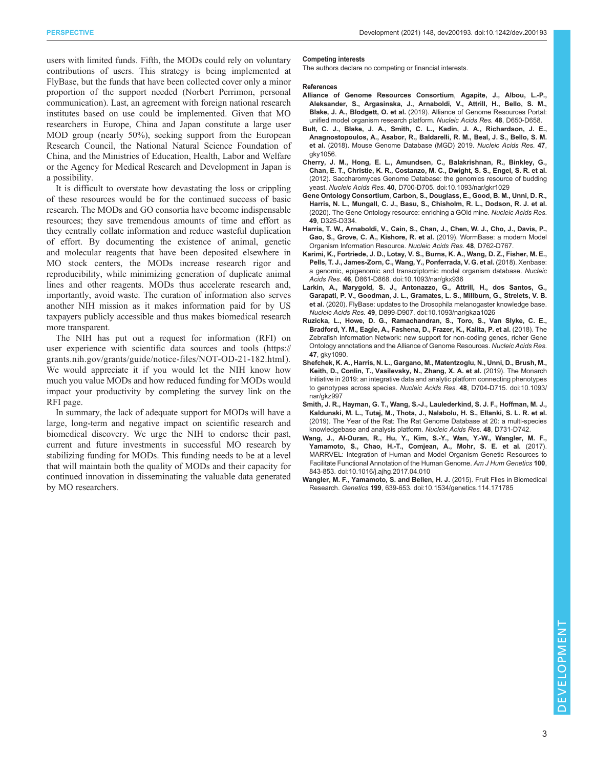users with limited funds. Fifth, the MODs could rely on voluntary contributions of users. This strategy is being implemented at FlyBase, but the funds that have been collected cover only a minor proportion of the support needed (Norbert Perrimon, personal communication). Last, an agreement with foreign national research institutes based on use could be implemented. Given that MO researchers in Europe, China and Japan constitute a large user MOD group (nearly 50%), seeking support from the European Research Council, the National Natural Science Foundation of China, and the Ministries of Education, Health, Labor and Welfare or the Agency for Medical Research and Development in Japan is a possibility.

It is difficult to overstate how devastating the loss or crippling of these resources would be for the continued success of basic research. The MODs and GO consortia have become indispensable resources; they save tremendous amounts of time and effort as they centrally collate information and reduce wasteful duplication of effort. By documenting the existence of animal, genetic and molecular reagents that have been deposited elsewhere in MO stock centers, the MODs increase research rigor and reproducibility, while minimizing generation of duplicate animal lines and other reagents. MODs thus accelerate research and, importantly, avoid waste. The curation of information also serves another NIH mission as it makes information paid for by US taxpayers publicly accessible and thus makes biomedical research more transparent.

The NIH has put out a request for information (RFI) on user experience with scientific data sources and tools (https://grants.nih.gov/grants/guide/notice-files/NOT-OD-21-182.html). We would appreciate it if you would let the NIH know how much you value MODs and how reduced funding for MODs would impact your productivity by completing the survey link on the RFI page.

In summary, the lack of adequate support for MODs will have a large, long-term and negative impact on scientific research and biomedical discovery. We urge the NIH to endorse their past, current and future investments in successful MO research by stabilizing funding for MODs. This funding needs to be at a level that will maintain both the quality of MODs and their capacity for continued innovation in disseminating the valuable data generated by MO researchers.

#### Competing interests

The authors declare no competing or financial interests.

#### References

**Alliance of Genome Resources Consortium**, **Agapite, J., Albou, L.-P., Aleksander, S., Argasinska, J., Arnaboldi, V., Attrill, H., Bello, S. M., Blake, J. A., Blodgett, O. et al.** (2019). Alliance of Genome Resources Portal: unified model organism research platform. *Nucleic Acids Res.* **48**, D650-D658.

**Bult, C. J., Blake, J. A., Smith, C. L., Kadin, J. A., Richardson, J. E., Anagnostopoulos, A., Asabor, R., Baldarelli, R. M., Beal, J. S., Bello, S. M. et al.** (2018). Mouse Genome Database (MGD) 2019. *Nucleic Acids Res.* **47**, gky1056.

**Cherry, J. M., Hong, E. L., Amundsen, C., Balakrishnan, R., Binkley, G., Chan, E. T., Christie, K. R., Costanzo, M. C., Dwight, S. S., Engel, S. R. et al.** (2012). Saccharomyces Genome Database: the genomics resource of budding yeast. *Nucleic Acids Res.* **40**, D700-D705. doi:10.1093/nar/gkr1029

**Gene Ontology Consortium**, **Carbon, S., Douglass, E., Good, B. M., Unni, D. R., Harris, N. L., Mungall, C. J., Basu, S., Chisholm, R. L., Dodson, R. J. et al.** (2020). The Gene Ontology resource: enriching a GOld mine. *Nucleic Acids Res.* **49**, D325-D334.

**Harris, T. W., Arnaboldi, V., Cain, S., Chan, J., Chen, W. J., Cho, J., Davis, P., Gao, S., Grove, C. A., Kishore, R. et al.** (2019). WormBase: a modern Model Organism Information Resource. *Nucleic Acids Res.* **48**, D762-D767.

**Karimi, K., Fortriede, J. D., Lotay, V. S., Burns, K. A., Wang, D. Z., Fisher, M. E., Pells, T. J., James-Zorn, C., Wang, Y., Ponferrada, V. G. et al.** (2018). Xenbase: a genomic, epigenomic and transcriptomic model organism database. *Nucleic Acids Res.* **46**, D861-D868. doi:10.1093/nar/gkx936

**Larkin, A., Marygold, S. J., Antonazzo, G., Attrill, H., dos Santos, G., Garapati, P. V., Goodman, J. L., Gramates, L. S., Millburn, G., Strelets, V. B. et al.** (2020). FlyBase: updates to the Drosophila melanogaster knowledge base. *Nucleic Acids Res.* **49**, D899-D907. doi:10.1093/nar/gkaa1026

**Ruzicka, L., Howe, D. G., Ramachandran, S., Toro, S., Van Slyke, C. E., Bradford, Y. M., Eagle, A., Fashena, D., Frazer, K., Kalita, P. et al.** (2018). The Zebrafish Information Network: new support for non-coding genes, richer Gene Ontology annotations and the Alliance of Genome Resources. *Nucleic Acids Res.* **47**, gky1090.

**Shefchek, K. A., Harris, N. L., Gargano, M., Matentzoglu, N., Unni, D., Brush, M., Keith, D., Conlin, T., Vasilevsky, N., Zhang, X. A. et al.** (2019). The Monarch Initiative in 2019: an integrative data and analytic platform connecting phenotypes to genotypes across species. *Nucleic Acids Res.* **48**, D704-D715. doi:10.1093/nar/gkz997

**Smith, J. R., Hayman, G. T., Wang, S.-J., Laulederkind, S. J. F., Hoffman, M. J., Kaldunski, M. L., Tutaj, M., Thota, J., Nalabolu, H. S., Ellanki, S. L. R. et al.** (2019). The Year of the Rat: The Rat Genome Database at 20: a multi-species knowledgebase and analysis platform. *Nucleic Acids Res.* **48**, D731-D742.

**Wang, J., Al-Ouran, R., Hu, Y., Kim, S.-Y., Wan, Y.-W., Wangler, M. F., Yamamoto, S., Chao, H.-T., Comjean, A., Mohr, S. E. et al.** (2017). MARRVEL: Integration of Human and Model Organism Genetic Resources to Facilitate Functional Annotation of the Human Genome. *Am J Hum Genetics* **100**, 843-853. doi:10.1016/j.ajhg.2017.04.010

**Wangler, M. F., Yamamoto, S. and Bellen, H. J.** (2015). Fruit Flies in Biomedical Research. *Genetics* **199**, 639-653. doi:10.1534/genetics.114.171785